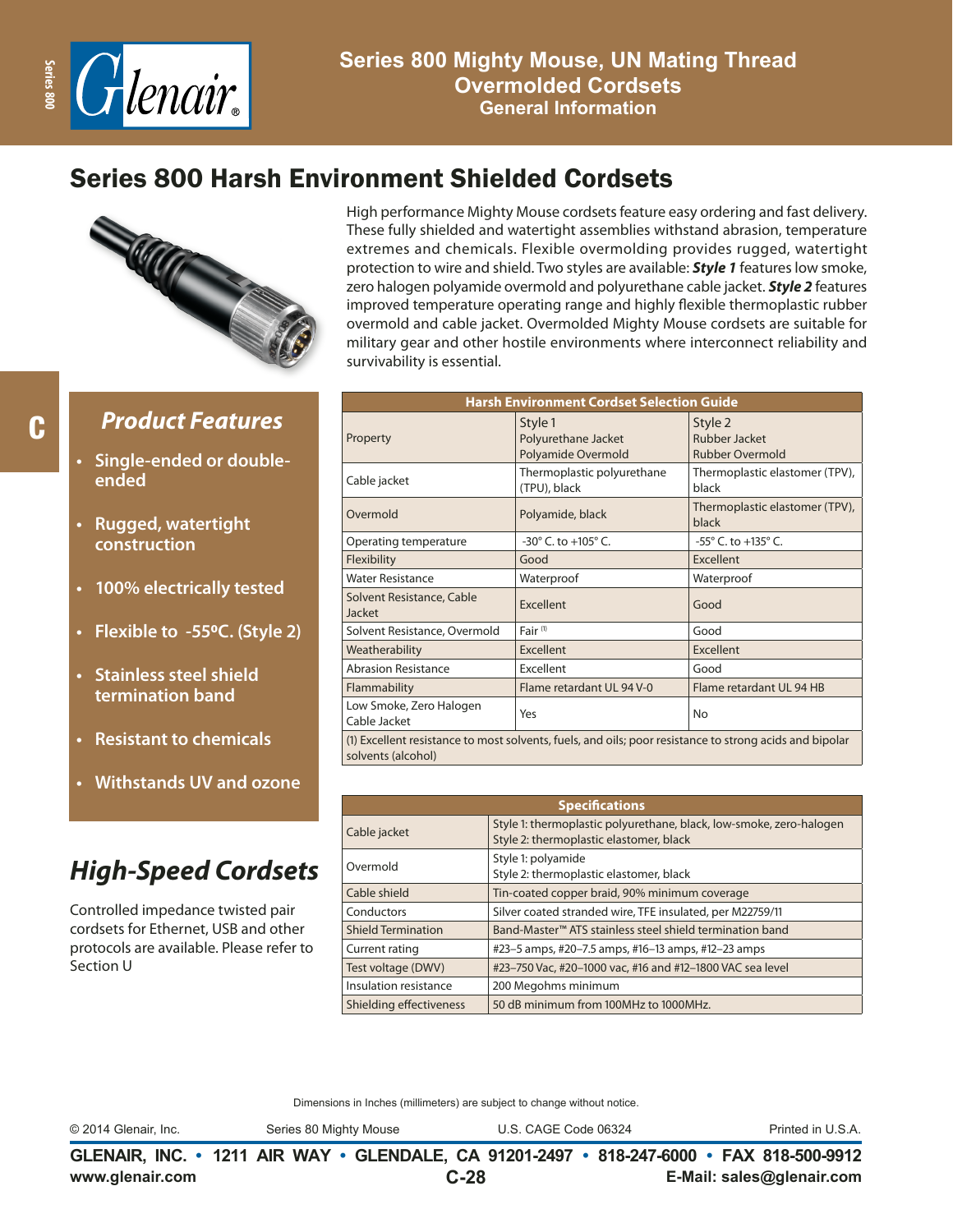# Series 800 Mighty Mouse, UN Mating Thread Overmolded Cordsets

## General Information

## Series 800 Harsh Environment Shielded Cordsets

High performance Mighty Mouse cordsets feature easy ordering and fast delivery. These fully shielded and watertight assemblies withstand abrasion, temperature extremes and chemicals. Flexible overmolding provides rugged, watertight protection to wire and shield. Two styles are available: ***Style 1*** features low smoke, zero halogen polyamide overmold and polyurethane cable jacket. ***Style 2*** features improved temperature operating range and highly flexible thermoplastic rubber overmold and cable jacket. Overmolded Mighty Mouse cordsets are suitable for military gear and other hostile environments where interconnect reliability and survivability is essential.

### *Product Features*

- Single-ended or double-ended
- Rugged, watertight construction
- 100% electrically tested
- Flexible to -55ºC. (Style 2)
- Stainless steel shield termination band
- Resistant to chemicals
- Withstands UV and ozone

| Harsh Environment Cordset Selection Guide | | |
|---|---|---|
| Property | Style 1 Polyurethane Jacket Polyamide Overmold | Style 2 Rubber Jacket Rubber Overmold |
| Cable jacket | Thermoplastic polyurethane (TPU), black | Thermoplastic elastomer (TPV), black |
| Overmold | Polyamide, black | Thermoplastic elastomer (TPV), black |
| Operating temperature | -30° C. to +105° C. | -55° C. to +135° C. |
| Flexibility | Good | Excellent |
| Water Resistance | Waterproof | Waterproof |
| Solvent Resistance, Cable Jacket | Excellent | Good |
| Solvent Resistance, Overmold | Fair (1) | Good |
| Weatherability | Excellent | Excellent |
| Abrasion Resistance | Excellent | Good |
| Flammability | Flame retardant UL 94 V-0 | Flame retardant UL 94 HB |
| Low Smoke, Zero Halogen Cable Jacket | Yes | No |
| (1) Excellent resistance to most solvents, fuels, and oils; poor resistance to strong acids and bipolar solvents (alcohol) | | |

## *High-Speed Cordsets*

Controlled impedance twisted pair cordsets for Ethernet, USB and other protocols are available. Please refer to Section U

| Specifications | |
|---|---|
| Cable jacket | Style 1: thermoplastic polyurethane, black, low-smoke, zero-halogen<br>Style 2: thermoplastic elastomer, black |
| Overmold | Style 1: polyamide<br>Style 2: thermoplastic elastomer, black |
| Cable shield | Tin-coated copper braid, 90% minimum coverage |
| Conductors | Silver coated stranded wire, TFE insulated, per M22759/11 |
| Shield Termination | Band-Master™ ATS stainless steel shield termination band |
| Current rating | #23–5 amps, #20–7.5 amps, #16–13 amps, #12–23 amps |
| Test voltage (DWV) | #23–750 Vac, #20–1000 vac, #16 and #12–1800 VAC sea level |
| Insulation resistance | 200 Megohms minimum |
| Shielding effectiveness | 50 dB minimum from 100MHz to 1000MHz. |

Dimensions in Inches (millimeters) are subject to change without notice.

© 2014 Glenair, Inc. Series 80 Mighty Mouse U.S. CAGE Code 06324 Printed in U.S.A.

**GLENAIR, INC. • 1211 AIR WAY • GLENDALE, CA 91201-2497 • 818-247-6000 • FAX 818-500-9912**
**www.glenair.com E-Mail: sales@glenair.com**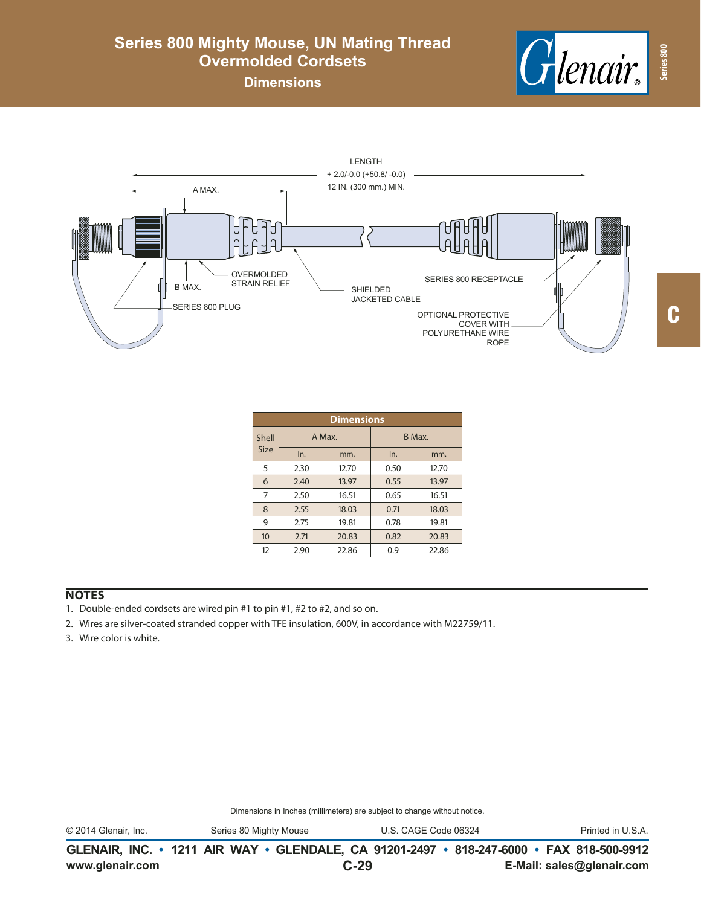# Series 800 Mighty Mouse, UN Mating Thread Overmolded Cordsets

## Dimensions

LENGTH
+ 2.0/-0.0 (+50.8/ -0.0)
12 IN. (300 mm.) MIN.

A MAX.

B MAX.

OVERMOLDED STRAIN RELIEF

SHIELDED JACKETED CABLE

SERIES 800 RECEPTACLE

SERIES 800 PLUG

OPTIONAL PROTECTIVE COVER WITH POLYURETHANE WIRE ROPE

| Dimensions | | | | |
|---|---|---|---|---|
| Shell Size | A Max. | | B Max. | |
| | In. | mm. | In. | mm. |
| 5 | 2.30 | 12.70 | 0.50 | 12.70 |
| 6 | 2.40 | 13.97 | 0.55 | 13.97 |
| 7 | 2.50 | 16.51 | 0.65 | 16.51 |
| 8 | 2.55 | 18.03 | 0.71 | 18.03 |
| 9 | 2.75 | 19.81 | 0.78 | 19.81 |
| 10 | 2.71 | 20.83 | 0.82 | 20.83 |
| 12 | 2.90 | 22.86 | 0.9 | 22.86 |

## NOTES

1. Double-ended cordsets are wired pin #1 to pin #1, #2 to #2, and so on.
2. Wires are silver-coated stranded copper with TFE insulation, 600V, in accordance with M22759/11.
3. Wire color is white.

Dimensions in Inches (millimeters) are subject to change without notice.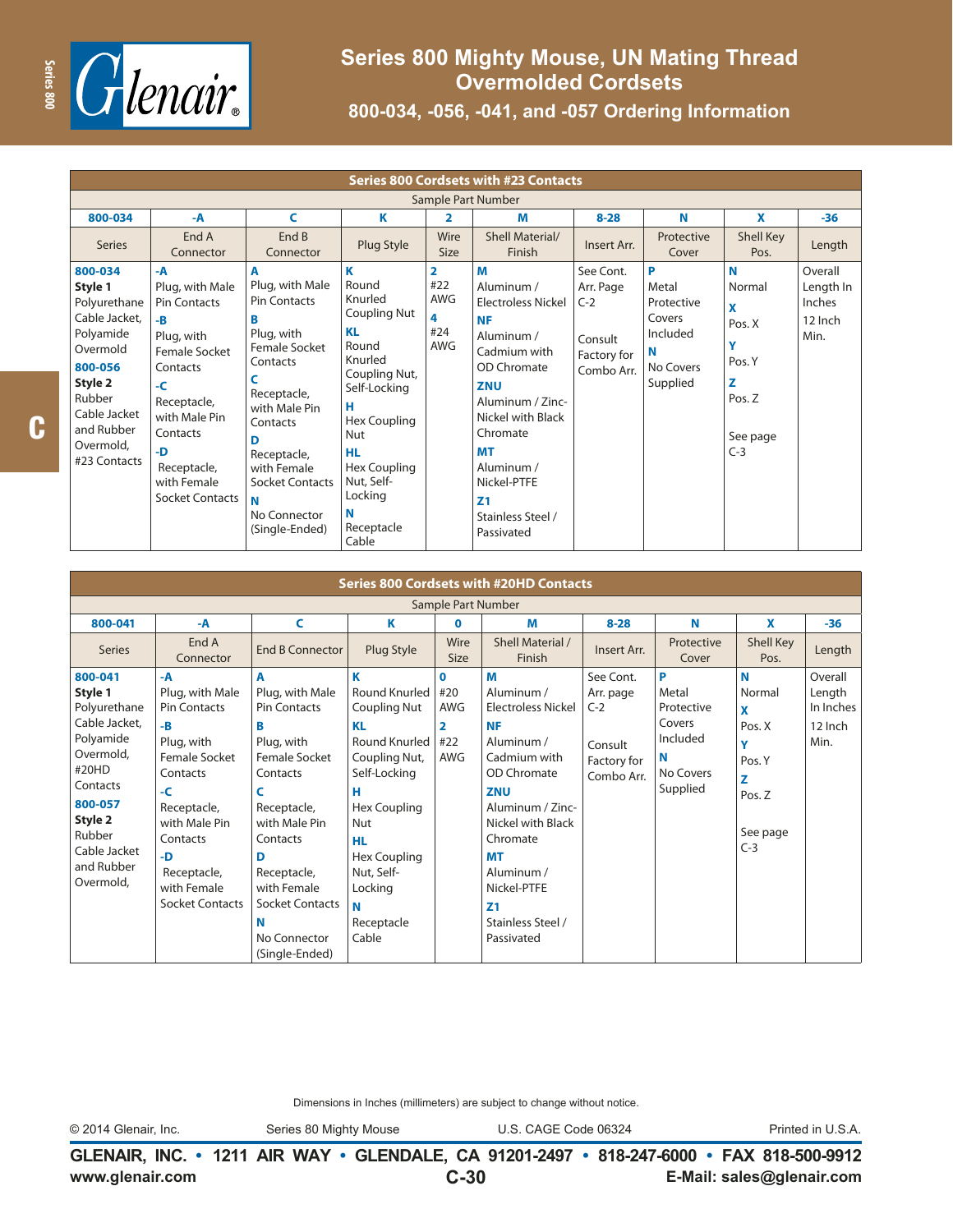# Series 800 Mighty Mouse, UN Mating Thread Overmolded Cordsets

## 800-034, -056, -041, and -057 Ordering Information

### Series 800 Cordsets with #23 Contacts

Sample Part Number

| 800-034 | -A | C | K | 2 | M | 8-28 | N | X | -36 |
|---|---|---|---|---|---|---|---|---|---|
| Series | End A Connector | End B Connector | Plug Style | Wire Size | Shell Material/ Finish | Insert Arr. | Protective Cover | Shell Key Pos. | Length |
| **800-034** **Style 1** Polyurethane Cable Jacket, Polyamide Overmold **800-056** **Style 2** Rubber Cable Jacket and Rubber Overmold, #23 Contacts | **-A** Plug, with Male Pin Contacts **-B** Plug, with Female Socket Contacts **-C** Receptacle, with Male Pin Contacts **-D** Receptacle, with Female Socket Contacts | **A** Plug, with Male Pin Contacts **B** Plug, with Female Socket Contacts **C** Receptacle, with Male Pin Contacts **D** Receptacle, with Female Socket Contacts **N** No Connector (Single-Ended) | **K** Round Knurled Coupling Nut **KL** Round Knurled Coupling Nut, Self-Locking **H** Hex Coupling Nut **HL** Hex Coupling Nut, Self-Locking **N** Receptacle Cable | **2** #22 AWG **4** #24 AWG | **M** Aluminum / Electroless Nickel **NF** Aluminum / Cadmium with OD Chromate **ZNU** Aluminum / Zinc-Nickel with Black Chromate **MT** Aluminum / Nickel-PTFE **Z1** Stainless Steel / Passivated | See Cont. Arr. Page C-2 Consult Factory for Combo Arr. | **P** Metal Protective Covers Included **N** No Covers Supplied | **N** Normal **X** Pos. X **Y** Pos. Y **Z** Pos. Z See page C-3 | Overall Length In Inches 12 Inch Min. |

### Series 800 Cordsets with #20HD Contacts

Sample Part Number

| 800-041 | -A | C | K | 0 | M | 8-28 | N | X | -36 |
|---|---|---|---|---|---|---|---|---|---|
| Series | End A Connector | End B Connector | Plug Style | Wire Size | Shell Material / Finish | Insert Arr. | Protective Cover | Shell Key Pos. | Length |
| **800-041** **Style 1** Polyurethane Cable Jacket, Polyamide Overmold, #20HD Contacts **800-057** **Style 2** Rubber Cable Jacket and Rubber Overmold, | **-A** Plug, with Male Pin Contacts **-B** Plug, with Female Socket Contacts **-C** Receptacle, with Male Pin Contacts **-D** Receptacle, with Female Socket Contacts | **A** Plug, with Male Pin Contacts **B** Plug, with Female Socket Contacts **C** Receptacle, with Male Pin Contacts **D** Receptacle, with Female Socket Contacts **N** No Connector (Single-Ended) | **K** Round Knurled Coupling Nut **KL** Round Knurled Coupling Nut, Self-Locking **H** Hex Coupling Nut **HL** Hex Coupling Nut, Self-Locking **N** Receptacle Cable | **0** #20 AWG **2** #22 AWG | **M** Aluminum / Electroless Nickel **NF** Aluminum / Cadmium with OD Chromate **ZNU** Aluminum / Zinc-Nickel with Black Chromate **MT** Aluminum / Nickel-PTFE **Z1** Stainless Steel / Passivated | See Cont. Arr. page C-2 Consult Factory for Combo Arr. | **P** Metal Protective Covers Included **N** No Covers Supplied | **N** Normal **X** Pos. X **Y** Pos. Y **Z** Pos. Z See page C-3 | Overall Length In Inches 12 Inch Min. |

Dimensions in Inches (millimeters) are subject to change without notice.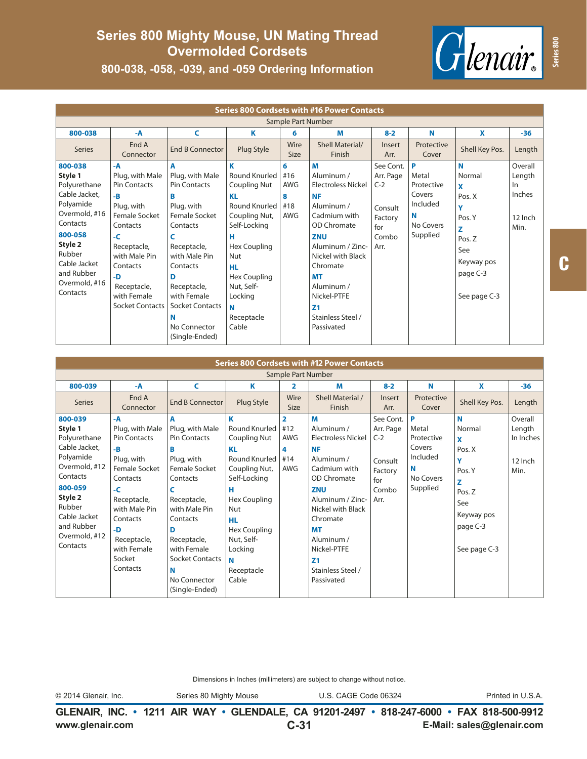# Series 800 Mighty Mouse, UN Mating Thread Overmolded Cordsets

## 800-038, -058, -039, and -059 Ordering Information

| Series 800 Cordsets with #16 Power Contacts | | | | | | | | | |
|---|---|---|---|---|---|---|---|---|---|
| Sample Part Number | | | | | | | | | |
| 800-038 | -A | C | K | 6 | M | 8-2 | N | X | -36 |
| Series | End A Connector | End B Connector | Plug Style | Wire Size | Shell Material/ Finish | Insert Arr. | Protective Cover | Shell Key Pos. | Length |
| **800-038** **Style 1** Polyurethane Cable Jacket, Polyamide Overmold, #16 Contacts<br>**800-058** **Style 2** Rubber Cable Jacket and Rubber Overmold, #16 Contacts | **-A** Plug, with Male Pin Contacts<br>**-B** Plug, with Female Socket Contacts<br>**-C** Receptacle, with Male Pin Contacts<br>**-D** Receptacle, with Female Socket Contacts | **A** Plug, with Male Pin Contacts<br>**B** Plug, with Female Socket Contacts<br>**C** Receptacle, with Male Pin Contacts<br>**D** Receptacle, with Female Socket Contacts<br>**N** No Connector (Single-Ended) | **K** Round Knurled Coupling Nut<br>**KL** Round Knurled Coupling Nut, Self-Locking<br>**H** Hex Coupling Nut<br>**HL** Hex Coupling Nut, Self-Locking<br>**N** Receptacle Cable | **6** #16 AWG<br>**8** #18 AWG | **M** Aluminum / Electroless Nickel<br>**NF** Aluminum / Cadmium with OD Chromate<br>**ZNU** Aluminum / Zinc-Nickel with Black Chromate<br>**MT** Aluminum / Nickel-PTFE<br>**Z1** Stainless Steel / Passivated | See Cont. Arr. Page C-2<br><br>Consult Factory for Combo Arr. | **P** Metal Protective Covers Included<br>**N** No Covers Supplied | **N** Normal<br>**X** Pos. X<br>**Y** Pos. Y<br>**Z** Pos. Z<br>See Keyway pos page C-3<br><br>See page C-3 | Overall Length In Inches<br><br>12 Inch Min. |

| Series 800 Cordsets with #12 Power Contacts | | | | | | | | | |
|---|---|---|---|---|---|---|---|---|---|
| Sample Part Number | | | | | | | | | |
| 800-039 | -A | C | K | 2 | M | 8-2 | N | X | -36 |
| Series | End A Connector | End B Connector | Plug Style | Wire Size | Shell Material / Finish | Insert Arr. | Protective Cover | Shell Key Pos. | Length |
| **800-039** **Style 1** Polyurethane Cable Jacket, Polyamide Overmold, #12 Contacts<br>**800-059** **Style 2** Rubber Cable Jacket and Rubber Overmold, #12 Contacts | **-A** Plug, with Male Pin Contacts<br>**-B** Plug, with Female Socket Contacts<br>**-C** Receptacle, with Male Pin Contacts<br>**-D** Receptacle, with Female Socket Contacts | **A** Plug, with Male Pin Contacts<br>**B** Plug, with Female Socket Contacts<br>**C** Receptacle, with Male Pin Contacts<br>**D** Receptacle, with Female Socket Contacts<br>**N** No Connector (Single-Ended) | **K** Round Knurled Coupling Nut<br>**KL** Round Knurled Coupling Nut, Self-Locking<br>**H** Hex Coupling Nut<br>**HL** Hex Coupling Nut, Self-Locking<br>**N** Receptacle Cable | **2** #12 AWG<br>**4** #14 AWG | **M** Aluminum / Electroless Nickel<br>**NF** Aluminum / Cadmium with OD Chromate<br>**ZNU** Aluminum / Zinc-Nickel with Black Chromate<br>**MT** Aluminum / Nickel-PTFE<br>**Z1** Stainless Steel / Passivated | See Cont. Arr. Page C-2<br><br>Consult Factory for Combo Arr. | **P** Metal Protective Covers Included<br>**N** No Covers Supplied | **N** Normal<br>**X** Pos. X<br>**Y** Pos. Y<br>**Z** Pos. Z<br>See Keyway pos page C-3<br><br>See page C-3 | Overall Length In Inches<br><br>12 Inch Min. |

Dimensions in Inches (millimeters) are subject to change without notice.